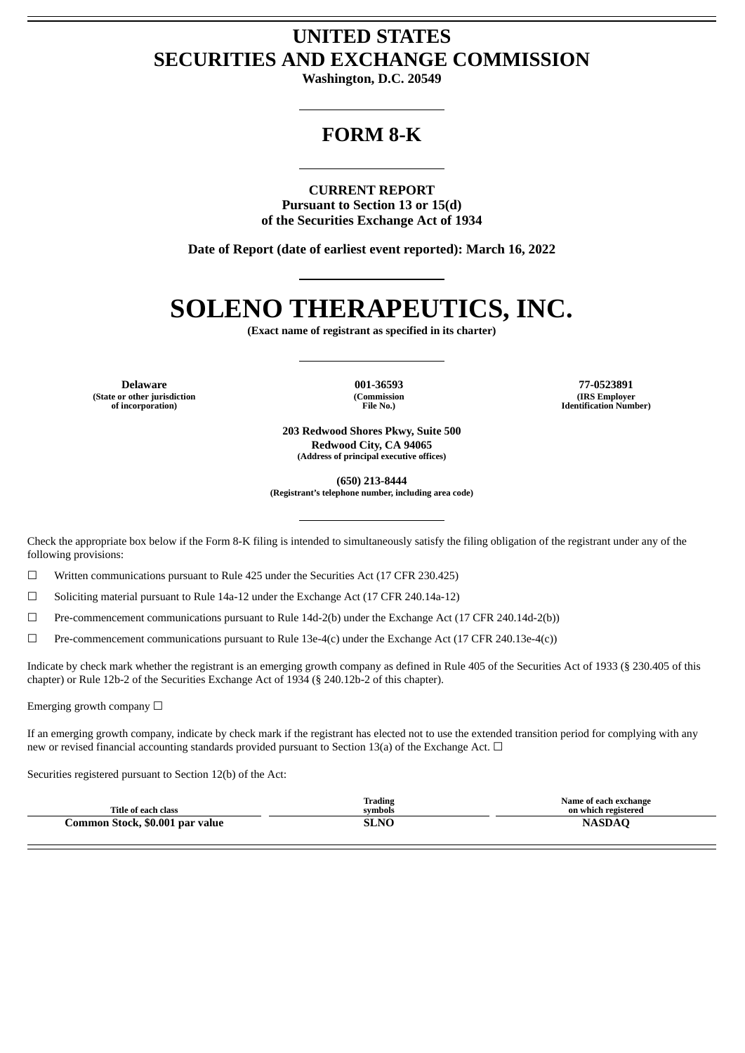# UNITED STATES
# SECURITIES AND EXCHANGE COMMISSION

**Washington, D.C. 20549**

## FORM 8-K

**CURRENT REPORT**
**Pursuant to Section 13 or 15(d)**
**of the Securities Exchange Act of 1934**

**Date of Report (date of earliest event reported): March 16, 2022**

# SOLENO THERAPEUTICS, INC.

**(Exact name of registrant as specified in its charter)**

| Delaware | 001-36593 | 77-0523891 |
|---|---|---|
| (State or other jurisdiction of incorporation) | (Commission File No.) | (IRS Employer Identification Number) |

**203 Redwood Shores Pkwy, Suite 500**
**Redwood City, CA 94065**
**(Address of principal executive offices)**

**(650) 213-8444**
**(Registrant's telephone number, including area code)**

Check the appropriate box below if the Form 8-K filing is intended to simultaneously satisfy the filing obligation of the registrant under any of the following provisions:

☐ Written communications pursuant to Rule 425 under the Securities Act (17 CFR 230.425)

☐ Soliciting material pursuant to Rule 14a-12 under the Exchange Act (17 CFR 240.14a-12)

☐ Pre-commencement communications pursuant to Rule 14d-2(b) under the Exchange Act (17 CFR 240.14d-2(b))

☐ Pre-commencement communications pursuant to Rule 13e-4(c) under the Exchange Act (17 CFR 240.13e-4(c))

Indicate by check mark whether the registrant is an emerging growth company as defined in Rule 405 of the Securities Act of 1933 (§ 230.405 of this chapter) or Rule 12b-2 of the Securities Exchange Act of 1934 (§ 240.12b-2 of this chapter).

Emerging growth company ☐

If an emerging growth company, indicate by check mark if the registrant has elected not to use the extended transition period for complying with any new or revised financial accounting standards provided pursuant to Section 13(a) of the Exchange Act. ☐

Securities registered pursuant to Section 12(b) of the Act:

| Title of each class | Trading symbols | Name of each exchange on which registered |
|---|---|---|
| **Common Stock, $0.001 par value** | **SLNO** | **NASDAQ** |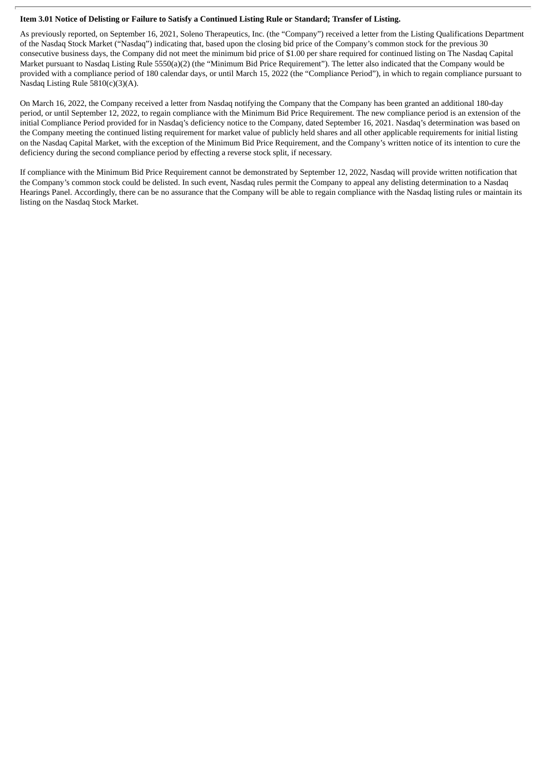**Item 3.01 Notice of Delisting or Failure to Satisfy a Continued Listing Rule or Standard; Transfer of Listing.**

As previously reported, on September 16, 2021, Soleno Therapeutics, Inc. (the "Company") received a letter from the Listing Qualifications Department of the Nasdaq Stock Market ("Nasdaq") indicating that, based upon the closing bid price of the Company's common stock for the previous 30 consecutive business days, the Company did not meet the minimum bid price of $1.00 per share required for continued listing on The Nasdaq Capital Market pursuant to Nasdaq Listing Rule 5550(a)(2) (the "Minimum Bid Price Requirement"). The letter also indicated that the Company would be provided with a compliance period of 180 calendar days, or until March 15, 2022 (the "Compliance Period"), in which to regain compliance pursuant to Nasdaq Listing Rule 5810(c)(3)(A).

On March 16, 2022, the Company received a letter from Nasdaq notifying the Company that the Company has been granted an additional 180-day period, or until September 12, 2022, to regain compliance with the Minimum Bid Price Requirement. The new compliance period is an extension of the initial Compliance Period provided for in Nasdaq's deficiency notice to the Company, dated September 16, 2021. Nasdaq's determination was based on the Company meeting the continued listing requirement for market value of publicly held shares and all other applicable requirements for initial listing on the Nasdaq Capital Market, with the exception of the Minimum Bid Price Requirement, and the Company's written notice of its intention to cure the deficiency during the second compliance period by effecting a reverse stock split, if necessary.

If compliance with the Minimum Bid Price Requirement cannot be demonstrated by September 12, 2022, Nasdaq will provide written notification that the Company's common stock could be delisted. In such event, Nasdaq rules permit the Company to appeal any delisting determination to a Nasdaq Hearings Panel. Accordingly, there can be no assurance that the Company will be able to regain compliance with the Nasdaq listing rules or maintain its listing on the Nasdaq Stock Market.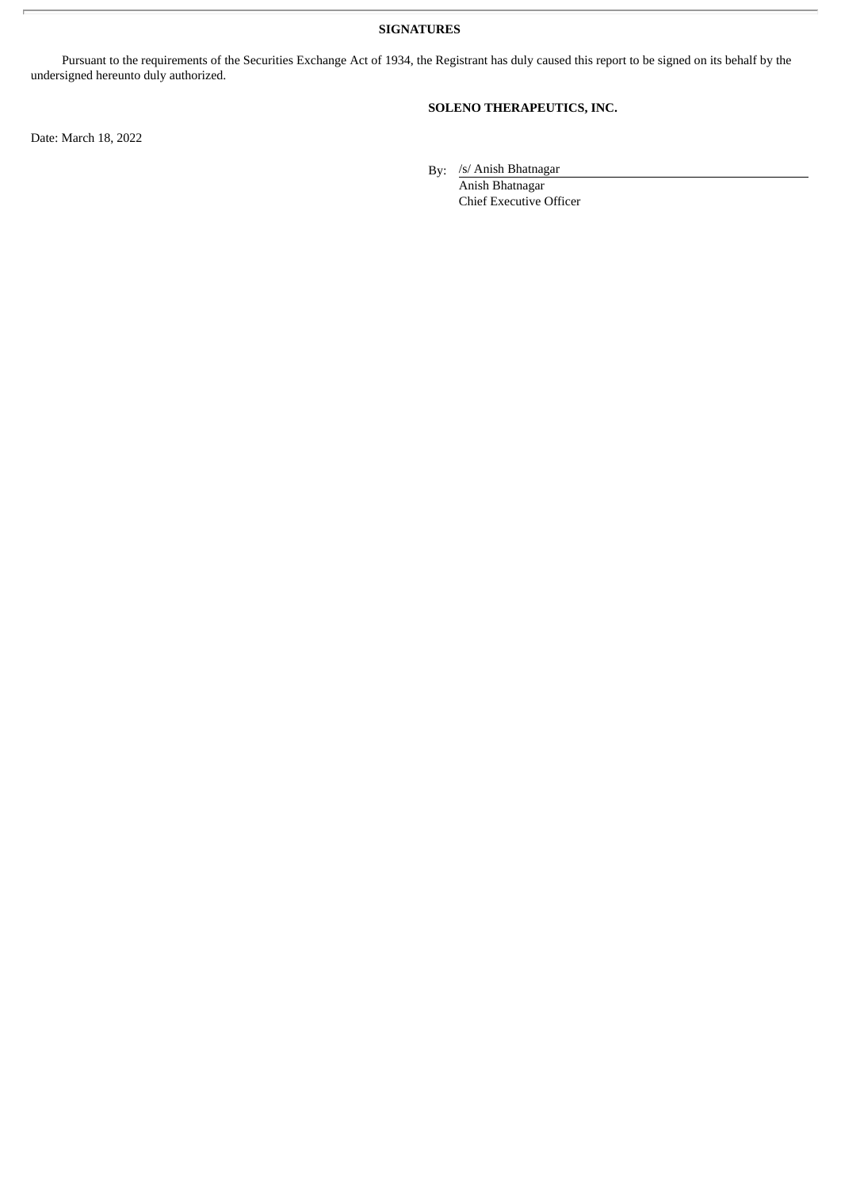**SIGNATURES**

Pursuant to the requirements of the Securities Exchange Act of 1934, the Registrant has duly caused this report to be signed on its behalf by the undersigned hereunto duly authorized.

**SOLENO THERAPEUTICS, INC.**

Date: March 18, 2022

By: /s/ Anish Bhatnagar
Anish Bhatnagar
Chief Executive Officer